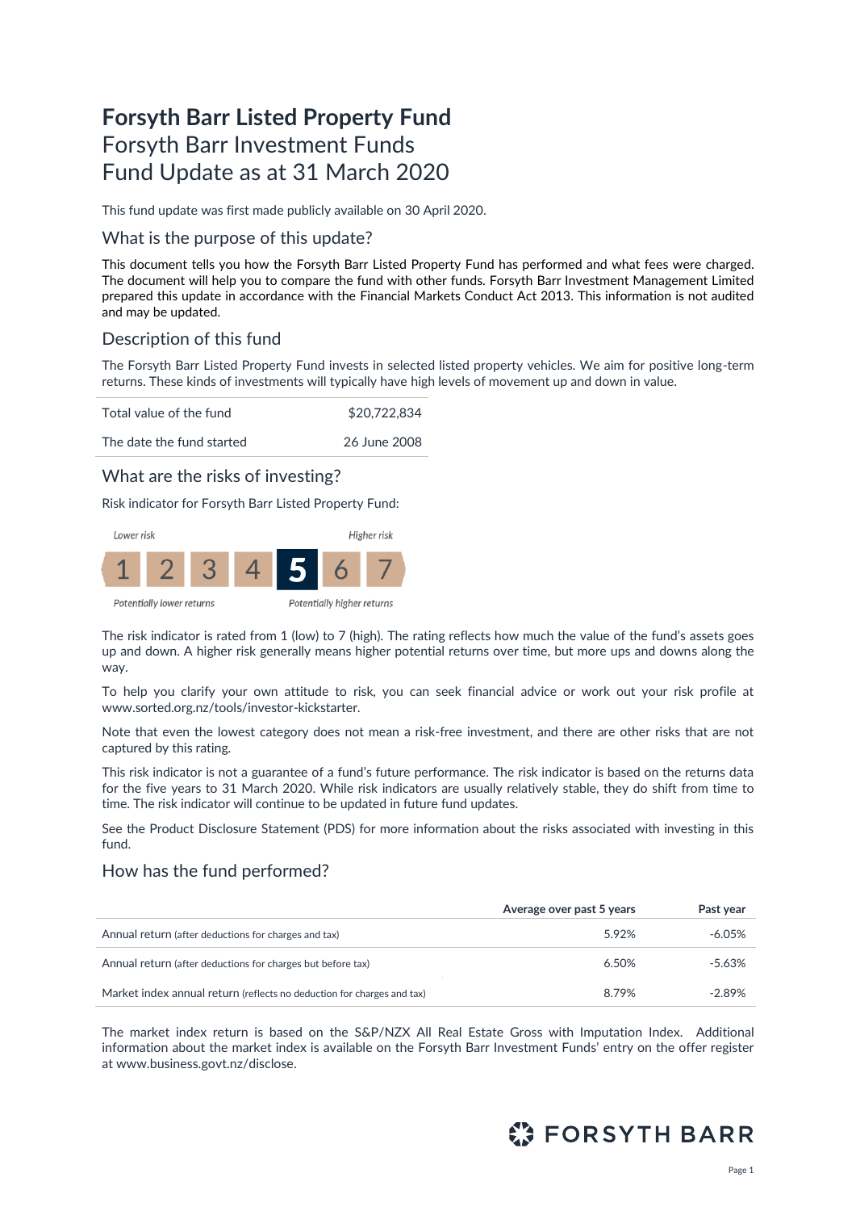# **Forsyth Barr Listed Property Fund**
# Forsyth Barr Investment Funds
# Fund Update as at 31 March 2020

This fund update was first made publicly available on 30 April 2020.

## What is the purpose of this update?

This document tells you how the Forsyth Barr Listed Property Fund has performed and what fees were charged. The document will help you to compare the fund with other funds. Forsyth Barr Investment Management Limited prepared this update in accordance with the Financial Markets Conduct Act 2013. This information is not audited and may be updated.

## Description of this fund

The Forsyth Barr Listed Property Fund invests in selected listed property vehicles. We aim for positive long-term returns. These kinds of investments will typically have high levels of movement up and down in value.

| | |
|---|---|
| Total value of the fund | $20,722,834 |
| The date the fund started | 26 June 2008 |

## What are the risks of investing?

Risk indicator for Forsyth Barr Listed Property Fund:

*Lower risk* — *Higher risk*

1 | 2 | 3 | 4 | **5** | 6 | 7

*Potentially lower returns* — *Potentially higher returns*

The risk indicator is rated from 1 (low) to 7 (high). The rating reflects how much the value of the fund's assets goes up and down. A higher risk generally means higher potential returns over time, but more ups and downs along the way.

To help you clarify your own attitude to risk, you can seek financial advice or work out your risk profile at www.sorted.org.nz/tools/investor-kickstarter.

Note that even the lowest category does not mean a risk-free investment, and there are other risks that are not captured by this rating.

This risk indicator is not a guarantee of a fund's future performance. The risk indicator is based on the returns data for the five years to 31 March 2020. While risk indicators are usually relatively stable, they do shift from time to time. The risk indicator will continue to be updated in future fund updates.

See the Product Disclosure Statement (PDS) for more information about the risks associated with investing in this fund.

## How has the fund performed?

| | **Average over past 5 years** | **Past year** |
|---|---|---|
| Annual return (after deductions for charges and tax) | 5.92% | -6.05% |
| Annual return (after deductions for charges but before tax) | 6.50% | -5.63% |
| Market index annual return (reflects no deduction for charges and tax) | 8.79% | -2.89% |

The market index return is based on the S&P/NZX All Real Estate Gross with Imputation Index. Additional information about the market index is available on the Forsyth Barr Investment Funds' entry on the offer register at www.business.govt.nz/disclose.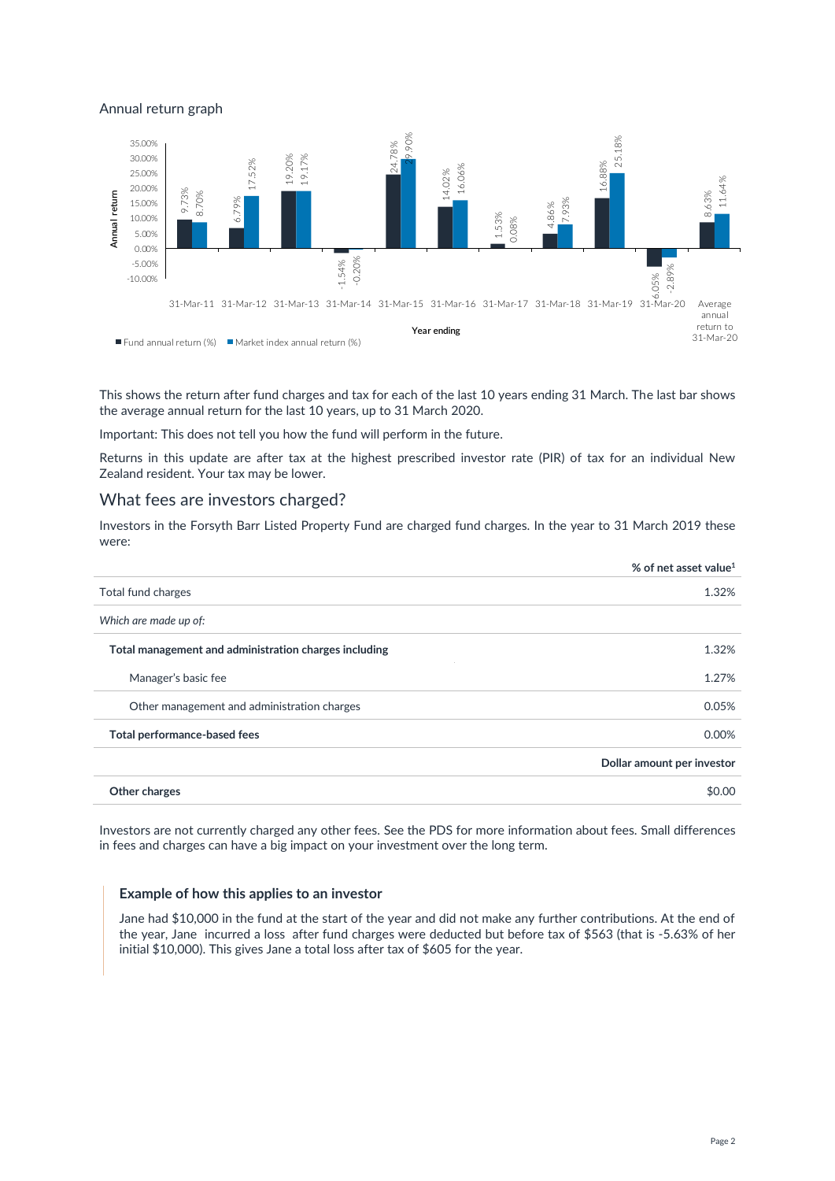Annual return graph

| Year ending | Fund annual return (%) | Market index annual return (%) |
|---|---|---|
| 31-Mar-11 | 9.73% | 8.70% |
| 31-Mar-12 | 6.79% | 17.52% |
| 31-Mar-13 | 19.20% | 19.17% |
| 31-Mar-14 | -1.54% | -0.20% |
| 31-Mar-15 | 24.78% | 29.90% |
| 31-Mar-16 | 14.02% | 16.06% |
| 31-Mar-17 | 1.53% | 0.08% |
| 31-Mar-18 | 4.86% | 7.93% |
| 31-Mar-19 | 16.88% | 25.18% |
| 31-Mar-20 | -6.05% | -2.89% |
| Average annual return to 31-Mar-20 | 8.63% | 11.64% |

This shows the return after fund charges and tax for each of the last 10 years ending 31 March. The last bar shows the average annual return for the last 10 years, up to 31 March 2020.

Important: This does not tell you how the fund will perform in the future.

Returns in this update are after tax at the highest prescribed investor rate (PIR) of tax for an individual New Zealand resident. Your tax may be lower.

## What fees are investors charged?

Investors in the Forsyth Barr Listed Property Fund are charged fund charges. In the year to 31 March 2019 these were:

| | % of net asset value[1] |
|---|---|
| Total fund charges | 1.32% |
| *Which are made up of:* | |
| **Total management and administration charges including** | 1.32% |
| Manager's basic fee | 1.27% |
| Other management and administration charges | 0.05% |
| **Total performance-based fees** | 0.00% |
| | **Dollar amount per investor** |
| **Other charges** | $0.00 |

Investors are not currently charged any other fees. See the PDS for more information about fees. Small differences in fees and charges can have a big impact on your investment over the long term.

### Example of how this applies to an investor

Jane had $10,000 in the fund at the start of the year and did not make any further contributions. At the end of the year, Jane incurred a loss after fund charges were deducted but before tax of $563 (that is -5.63% of her initial $10,000). This gives Jane a total loss after tax of $605 for the year.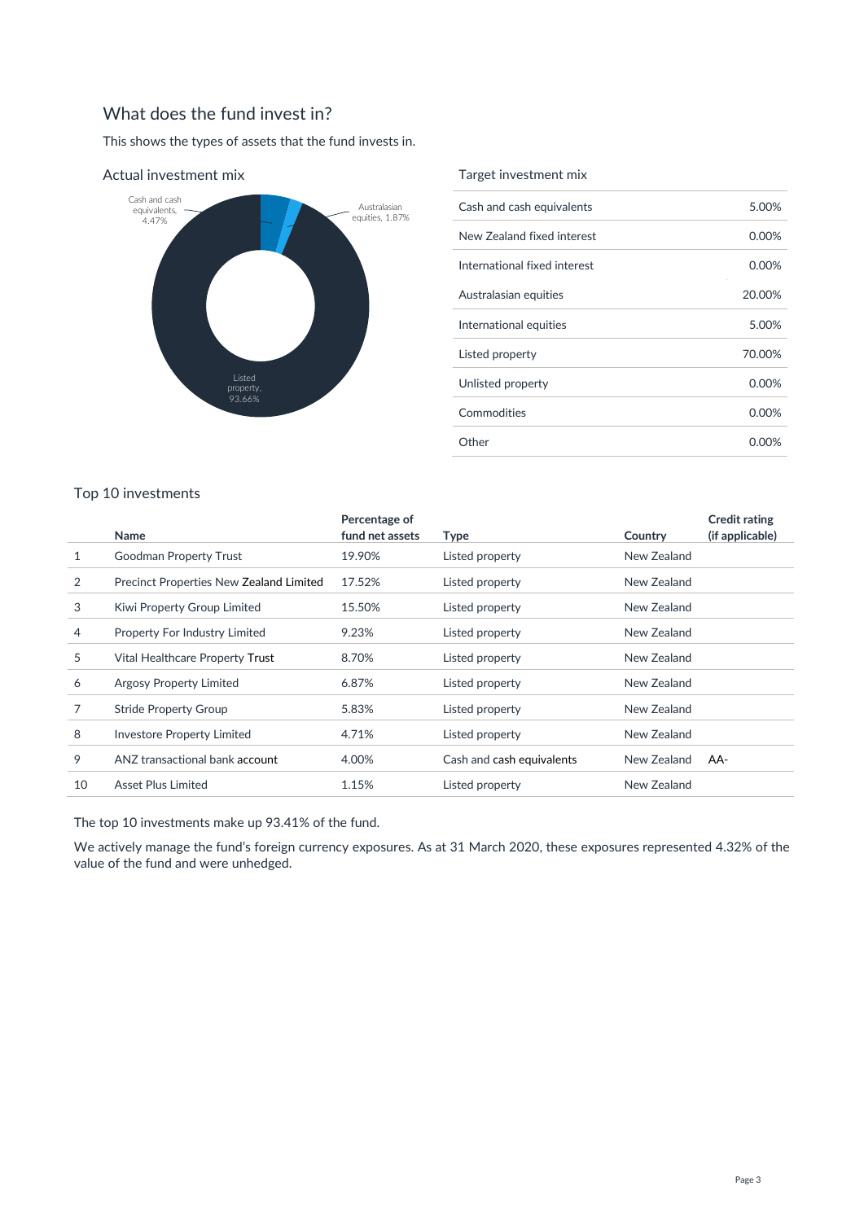## What does the fund invest in?

This shows the types of assets that the fund invests in.

### Actual investment mix

Cash and cash equivalents, 4.47%

Australasian equities, 1.87%

Listed property, 93.66%

### Target investment mix

| | |
|---|---|
| Cash and cash equivalents | 5.00% |
| New Zealand fixed interest | 0.00% |
| International fixed interest | 0.00% |
| Australasian equities | 20.00% |
| International equities | 5.00% |
| Listed property | 70.00% |
| Unlisted property | 0.00% |
| Commodities | 0.00% |
| Other | 0.00% |

### Top 10 investments

| | Name | Percentage of fund net assets | Type | Country | Credit rating (if applicable) |
|---|---|---|---|---|---|
| 1 | Goodman Property Trust | 19.90% | Listed property | New Zealand | |
| 2 | Precinct Properties New Zealand Limited | 17.52% | Listed property | New Zealand | |
| 3 | Kiwi Property Group Limited | 15.50% | Listed property | New Zealand | |
| 4 | Property For Industry Limited | 9.23% | Listed property | New Zealand | |
| 5 | Vital Healthcare Property Trust | 8.70% | Listed property | New Zealand | |
| 6 | Argosy Property Limited | 6.87% | Listed property | New Zealand | |
| 7 | Stride Property Group | 5.83% | Listed property | New Zealand | |
| 8 | Investore Property Limited | 4.71% | Listed property | New Zealand | |
| 9 | ANZ transactional bank account | 4.00% | Cash and cash equivalents | New Zealand | AA- |
| 10 | Asset Plus Limited | 1.15% | Listed property | New Zealand | |

The top 10 investments make up 93.41% of the fund.

We actively manage the fund's foreign currency exposures. As at 31 March 2020, these exposures represented 4.32% of the value of the fund and were unhedged.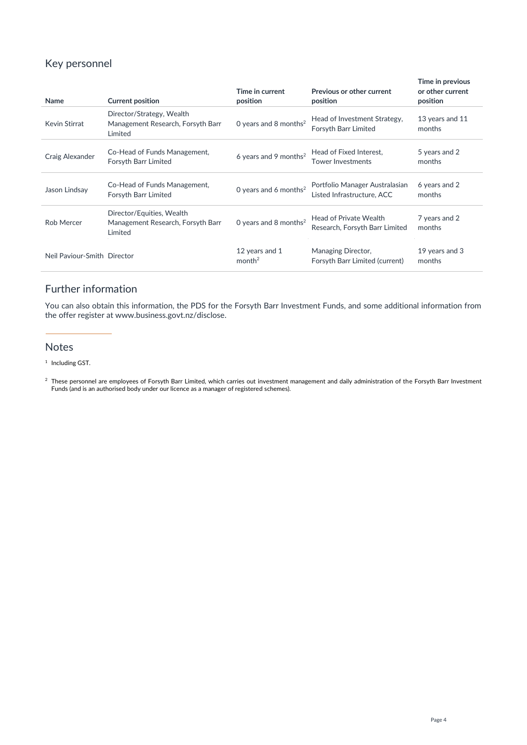## Key personnel

| Name | Current position | Time in current position | Previous or other current position | Time in previous or other current position |
|---|---|---|---|---|
| Kevin Stirrat | Director/Strategy, Wealth Management Research, Forsyth Barr Limited | 0 years and 8 months[2] | Head of Investment Strategy, Forsyth Barr Limited | 13 years and 11 months |
| Craig Alexander | Co-Head of Funds Management, Forsyth Barr Limited | 6 years and 9 months[2] | Head of Fixed Interest, Tower Investments | 5 years and 2 months |
| Jason Lindsay | Co-Head of Funds Management, Forsyth Barr Limited | 0 years and 6 months[2] | Portfolio Manager Australasian Listed Infrastructure, ACC | 6 years and 2 months |
| Rob Mercer | Director/Equities, Wealth Management Research, Forsyth Barr Limited | 0 years and 8 months[2] | Head of Private Wealth Research, Forsyth Barr Limited | 7 years and 2 months |
| Neil Paviour-Smith | Director | 12 years and 1 month[2] | Managing Director, Forsyth Barr Limited (current) | 19 years and 3 months |

## Further information

You can also obtain this information, the PDS for the Forsyth Barr Investment Funds, and some additional information from the offer register at www.business.govt.nz/disclose.

## Notes

[1] Including GST.

[2] These personnel are employees of Forsyth Barr Limited, which carries out investment management and daily administration of the Forsyth Barr Investment Funds (and is an authorised body under our licence as a manager of registered schemes).